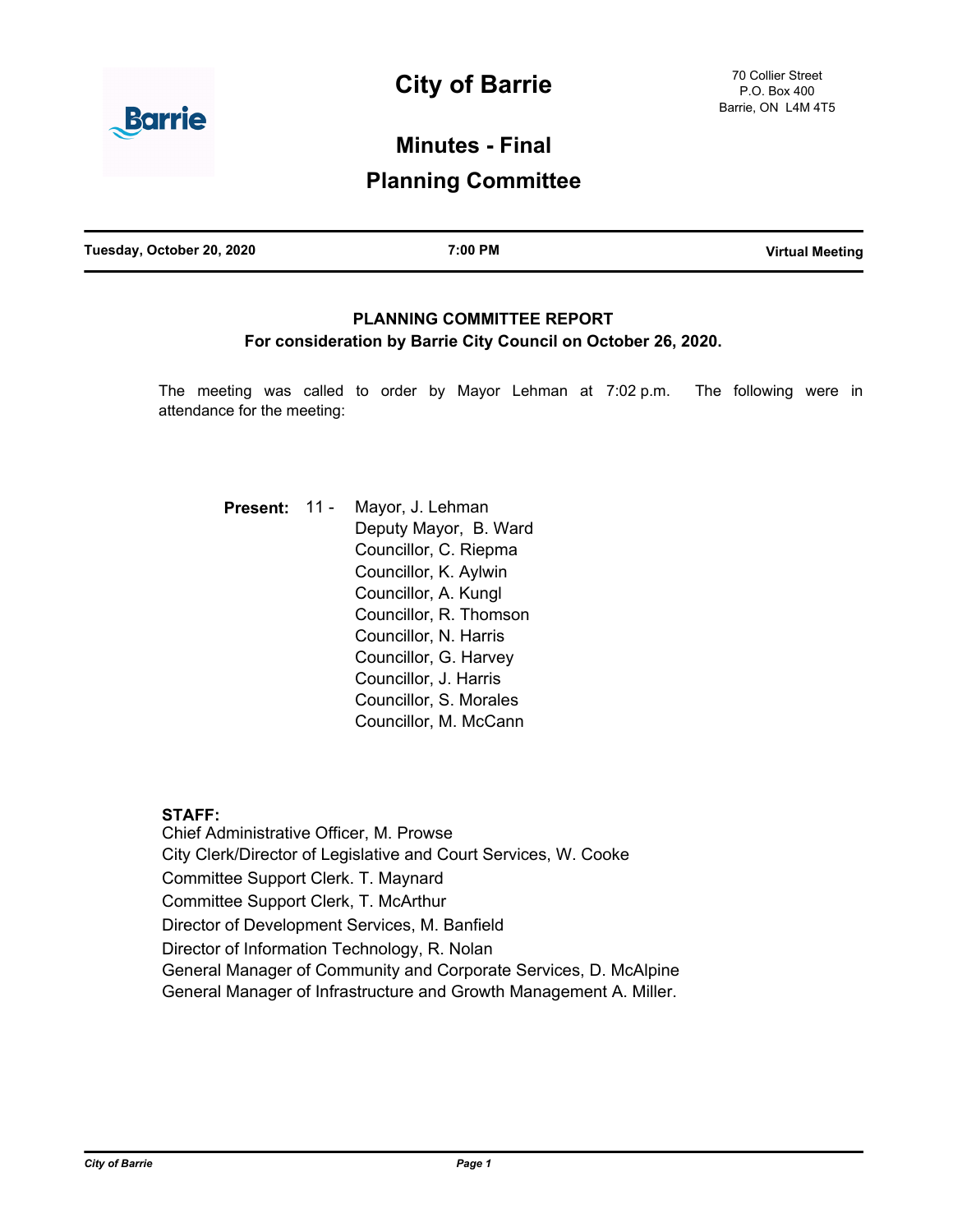# City of Barrie

70 Collier Street
P.O. Box 400
Barrie, ON L4M 4T5

## Minutes - Final

## Planning Committee

| Tuesday, October 20, 2020 | 7:00 PM | Virtual Meeting |
|---|---|---|

### PLANNING COMMITTEE REPORT

**For consideration by Barrie City Council on October 26, 2020.**

The meeting was called to order by Mayor Lehman at 7:02 p.m. The following were in attendance for the meeting:

**Present:** 11 -
Mayor, J. Lehman
Deputy Mayor, B. Ward
Councillor, C. Riepma
Councillor, K. Aylwin
Councillor, A. Kungl
Councillor, R. Thomson
Councillor, N. Harris
Councillor, G. Harvey
Councillor, J. Harris
Councillor, S. Morales
Councillor, M. McCann

**STAFF:**
Chief Administrative Officer, M. Prowse
City Clerk/Director of Legislative and Court Services, W. Cooke
Committee Support Clerk. T. Maynard
Committee Support Clerk, T. McArthur
Director of Development Services, M. Banfield
Director of Information Technology, R. Nolan
General Manager of Community and Corporate Services, D. McAlpine
General Manager of Infrastructure and Growth Management A. Miller.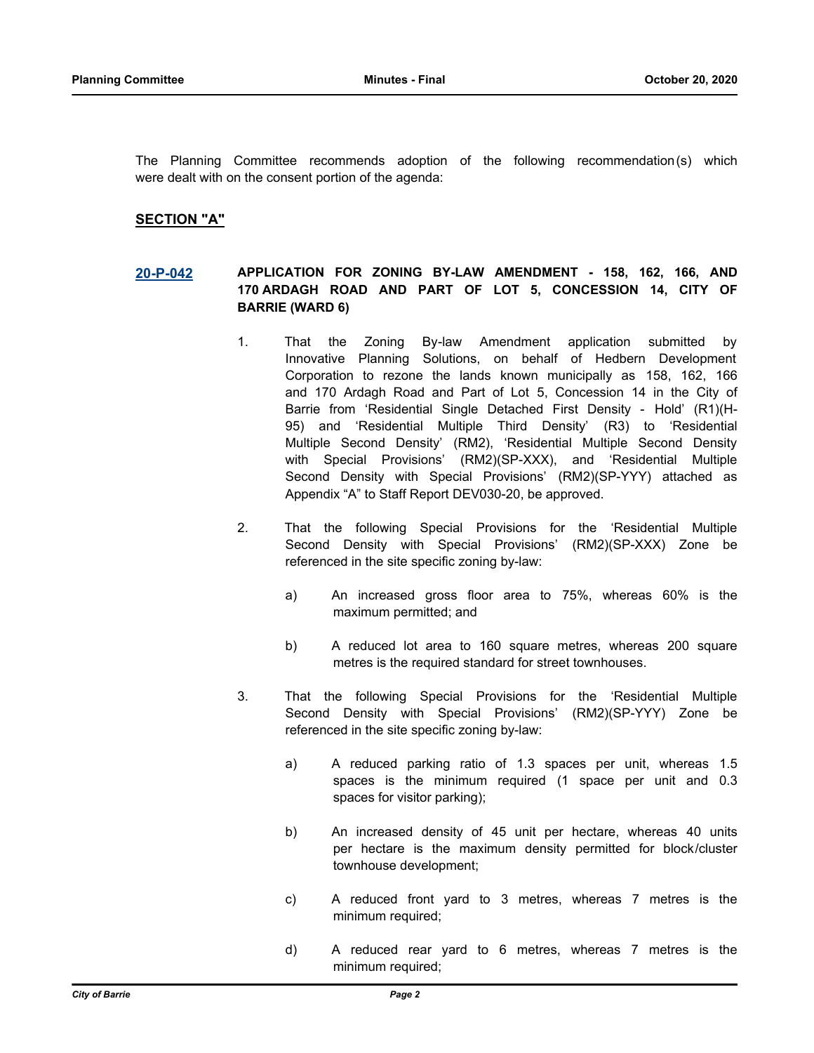The Planning Committee recommends adoption of the following recommendation(s) which were dealt with on the consent portion of the agenda:

## SECTION "A"

### 20-P-042 APPLICATION FOR ZONING BY-LAW AMENDMENT - 158, 162, 166, AND 170 ARDAGH ROAD AND PART OF LOT 5, CONCESSION 14, CITY OF BARRIE (WARD 6)

1. That the Zoning By-law Amendment application submitted by Innovative Planning Solutions, on behalf of Hedbern Development Corporation to rezone the lands known municipally as 158, 162, 166 and 170 Ardagh Road and Part of Lot 5, Concession 14 in the City of Barrie from 'Residential Single Detached First Density - Hold' (R1)(H-95) and 'Residential Multiple Third Density' (R3) to 'Residential Multiple Second Density' (RM2), 'Residential Multiple Second Density with Special Provisions' (RM2)(SP-XXX), and 'Residential Multiple Second Density with Special Provisions' (RM2)(SP-YYY) attached as Appendix "A" to Staff Report DEV030-20, be approved.

2. That the following Special Provisions for the 'Residential Multiple Second Density with Special Provisions' (RM2)(SP-XXX) Zone be referenced in the site specific zoning by-law:

   a) An increased gross floor area to 75%, whereas 60% is the maximum permitted; and

   b) A reduced lot area to 160 square metres, whereas 200 square metres is the required standard for street townhouses.

3. That the following Special Provisions for the 'Residential Multiple Second Density with Special Provisions' (RM2)(SP-YYY) Zone be referenced in the site specific zoning by-law:

   a) A reduced parking ratio of 1.3 spaces per unit, whereas 1.5 spaces is the minimum required (1 space per unit and 0.3 spaces for visitor parking);

   b) An increased density of 45 unit per hectare, whereas 40 units per hectare is the maximum density permitted for block/cluster townhouse development;

   c) A reduced front yard to 3 metres, whereas 7 metres is the minimum required;

   d) A reduced rear yard to 6 metres, whereas 7 metres is the minimum required;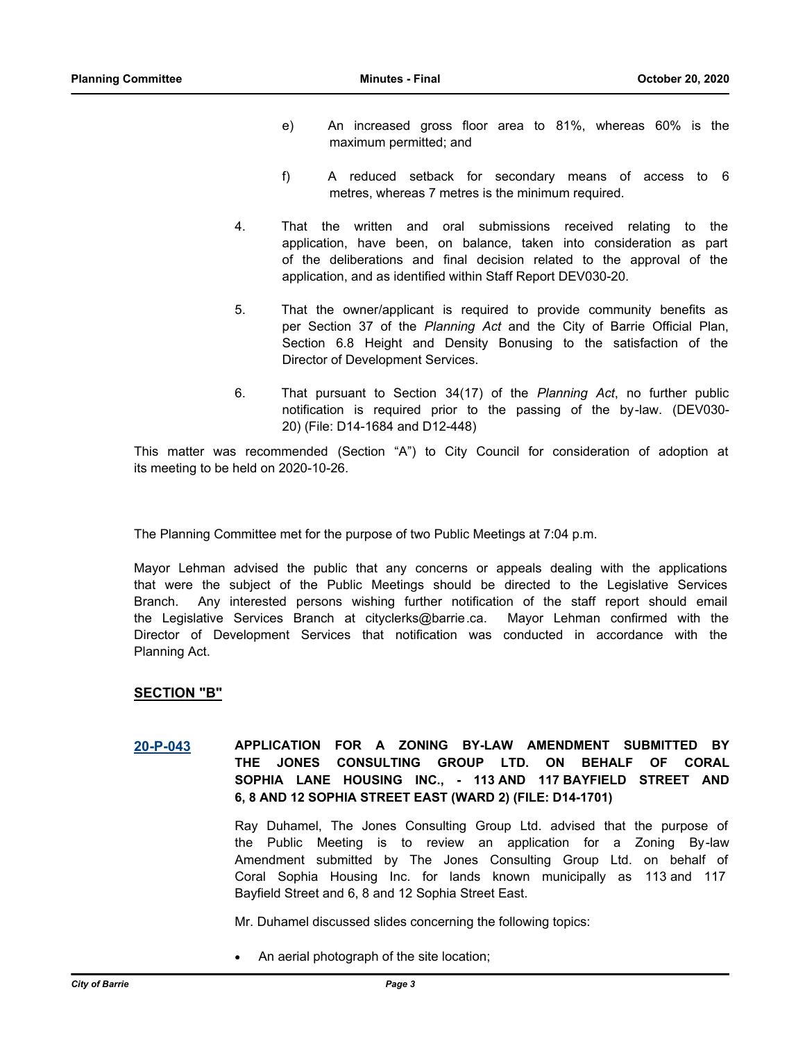e) An increased gross floor area to 81%, whereas 60% is the maximum permitted; and

f) A reduced setback for secondary means of access to 6 metres, whereas 7 metres is the minimum required.

4. That the written and oral submissions received relating to the application, have been, on balance, taken into consideration as part of the deliberations and final decision related to the approval of the application, and as identified within Staff Report DEV030-20.

5. That the owner/applicant is required to provide community benefits as per Section 37 of the *Planning Act* and the City of Barrie Official Plan, Section 6.8 Height and Density Bonusing to the satisfaction of the Director of Development Services.

6. That pursuant to Section 34(17) of the *Planning Act*, no further public notification is required prior to the passing of the by-law. (DEV030-20) (File: D14-1684 and D12-448)

This matter was recommended (Section "A") to City Council for consideration of adoption at its meeting to be held on 2020-10-26.

The Planning Committee met for the purpose of two Public Meetings at 7:04 p.m.

Mayor Lehman advised the public that any concerns or appeals dealing with the applications that were the subject of the Public Meetings should be directed to the Legislative Services Branch. Any interested persons wishing further notification of the staff report should email the Legislative Services Branch at cityclerks@barrie.ca. Mayor Lehman confirmed with the Director of Development Services that notification was conducted in accordance with the Planning Act.

## SECTION "B"

**20-P-043 APPLICATION FOR A ZONING BY-LAW AMENDMENT SUBMITTED BY THE JONES CONSULTING GROUP LTD. ON BEHALF OF CORAL SOPHIA LANE HOUSING INC., - 113 AND 117 BAYFIELD STREET AND 6, 8 AND 12 SOPHIA STREET EAST (WARD 2) (FILE: D14-1701)**

Ray Duhamel, The Jones Consulting Group Ltd. advised that the purpose of the Public Meeting is to review an application for a Zoning By-law Amendment submitted by The Jones Consulting Group Ltd. on behalf of Coral Sophia Housing Inc. for lands known municipally as 113 and 117 Bayfield Street and 6, 8 and 12 Sophia Street East.

Mr. Duhamel discussed slides concerning the following topics:

- An aerial photograph of the site location;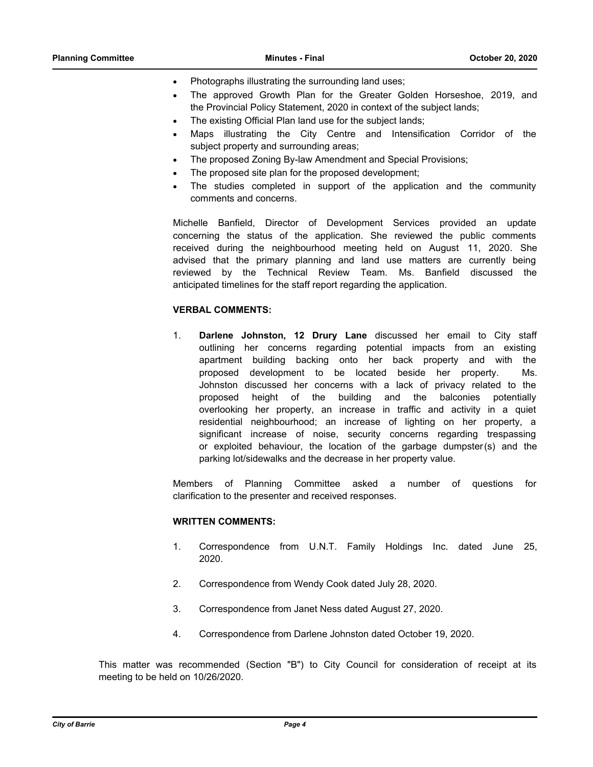- Photographs illustrating the surrounding land uses;
- The approved Growth Plan for the Greater Golden Horseshoe, 2019, and the Provincial Policy Statement, 2020 in context of the subject lands;
- The existing Official Plan land use for the subject lands;
- Maps illustrating the City Centre and Intensification Corridor of the subject property and surrounding areas;
- The proposed Zoning By-law Amendment and Special Provisions;
- The proposed site plan for the proposed development;
- The studies completed in support of the application and the community comments and concerns.

Michelle Banfield, Director of Development Services provided an update concerning the status of the application. She reviewed the public comments received during the neighbourhood meeting held on August 11, 2020. She advised that the primary planning and land use matters are currently being reviewed by the Technical Review Team. Ms. Banfield discussed the anticipated timelines for the staff report regarding the application.

**VERBAL COMMENTS:**

1. **Darlene Johnston, 12 Drury Lane** discussed her email to City staff outlining her concerns regarding potential impacts from an existing apartment building backing onto her back property and with the proposed development to be located beside her property. Ms. Johnston discussed her concerns with a lack of privacy related to the proposed height of the building and the balconies potentially overlooking her property, an increase in traffic and activity in a quiet residential neighbourhood; an increase of lighting on her property, a significant increase of noise, security concerns regarding trespassing or exploited behaviour, the location of the garbage dumpster(s) and the parking lot/sidewalks and the decrease in her property value.

Members of Planning Committee asked a number of questions for clarification to the presenter and received responses.

**WRITTEN COMMENTS:**

1. Correspondence from U.N.T. Family Holdings Inc. dated June 25, 2020.
2. Correspondence from Wendy Cook dated July 28, 2020.
3. Correspondence from Janet Ness dated August 27, 2020.
4. Correspondence from Darlene Johnston dated October 19, 2020.

This matter was recommended (Section "B") to City Council for consideration of receipt at its meeting to be held on 10/26/2020.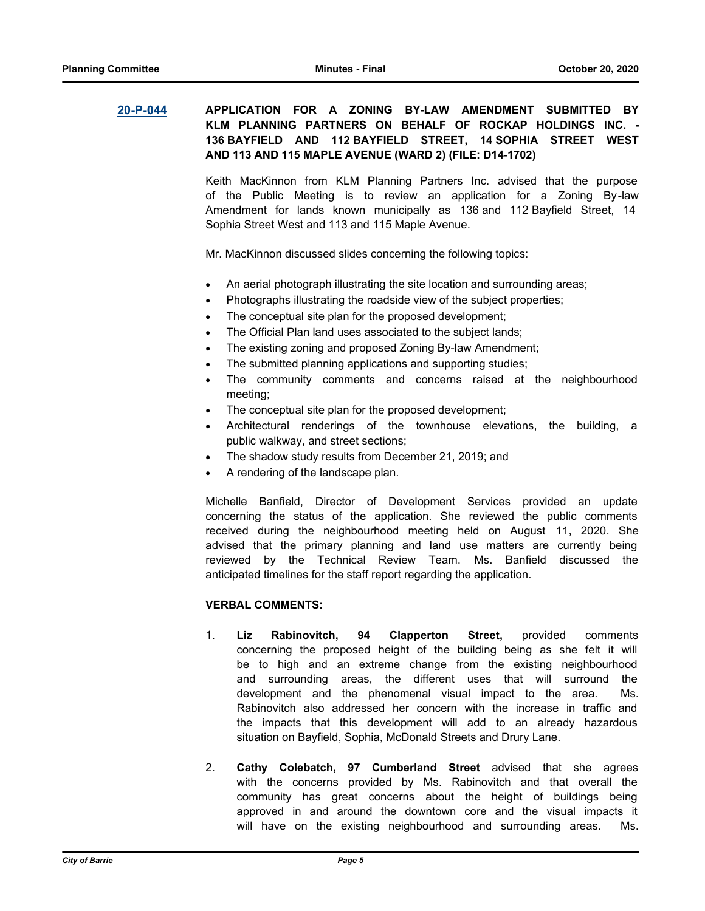**20-P-044** **APPLICATION FOR A ZONING BY-LAW AMENDMENT SUBMITTED BY KLM PLANNING PARTNERS ON BEHALF OF ROCKAP HOLDINGS INC. - 136 BAYFIELD AND 112 BAYFIELD STREET, 14 SOPHIA STREET WEST AND 113 AND 115 MAPLE AVENUE (WARD 2) (FILE: D14-1702)**

Keith MacKinnon from KLM Planning Partners Inc. advised that the purpose of the Public Meeting is to review an application for a Zoning By-law Amendment for lands known municipally as 136 and 112 Bayfield Street, 14 Sophia Street West and 113 and 115 Maple Avenue.

Mr. MacKinnon discussed slides concerning the following topics:

- An aerial photograph illustrating the site location and surrounding areas;
- Photographs illustrating the roadside view of the subject properties;
- The conceptual site plan for the proposed development;
- The Official Plan land uses associated to the subject lands;
- The existing zoning and proposed Zoning By-law Amendment;
- The submitted planning applications and supporting studies;
- The community comments and concerns raised at the neighbourhood meeting;
- The conceptual site plan for the proposed development;
- Architectural renderings of the townhouse elevations, the building, a public walkway, and street sections;
- The shadow study results from December 21, 2019; and
- A rendering of the landscape plan.

Michelle Banfield, Director of Development Services provided an update concerning the status of the application. She reviewed the public comments received during the neighbourhood meeting held on August 11, 2020. She advised that the primary planning and land use matters are currently being reviewed by the Technical Review Team. Ms. Banfield discussed the anticipated timelines for the staff report regarding the application.

**VERBAL COMMENTS:**

1. **Liz Rabinovitch, 94 Clapperton Street,** provided comments concerning the proposed height of the building being as she felt it will be to high and an extreme change from the existing neighbourhood and surrounding areas, the different uses that will surround the development and the phenomenal visual impact to the area. Ms. Rabinovitch also addressed her concern with the increase in traffic and the impacts that this development will add to an already hazardous situation on Bayfield, Sophia, McDonald Streets and Drury Lane.

2. **Cathy Colebatch, 97 Cumberland Street** advised that she agrees with the concerns provided by Ms. Rabinovitch and that overall the community has great concerns about the height of buildings being approved in and around the downtown core and the visual impacts it will have on the existing neighbourhood and surrounding areas. Ms.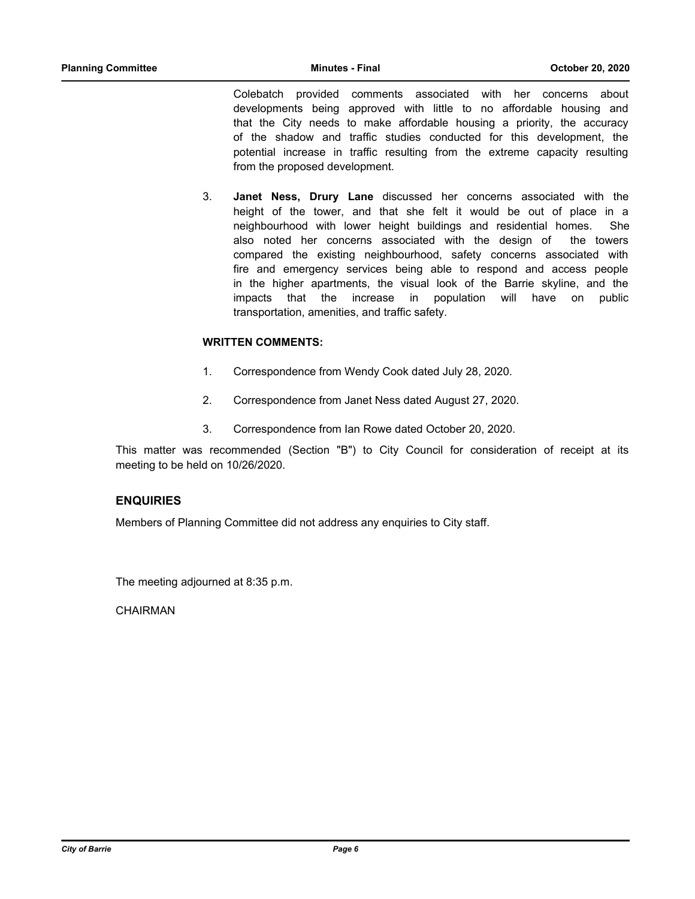Colebatch provided comments associated with her concerns about developments being approved with little to no affordable housing and that the City needs to make affordable housing a priority, the accuracy of the shadow and traffic studies conducted for this development, the potential increase in traffic resulting from the extreme capacity resulting from the proposed development.

3. **Janet Ness, Drury Lane** discussed her concerns associated with the height of the tower, and that she felt it would be out of place in a neighbourhood with lower height buildings and residential homes. She also noted her concerns associated with the design of the towers compared the existing neighbourhood, safety concerns associated with fire and emergency services being able to respond and access people in the higher apartments, the visual look of the Barrie skyline, and the impacts that the increase in population will have on public transportation, amenities, and traffic safety.

**WRITTEN COMMENTS:**

1. Correspondence from Wendy Cook dated July 28, 2020.
2. Correspondence from Janet Ness dated August 27, 2020.
3. Correspondence from Ian Rowe dated October 20, 2020.

This matter was recommended (Section "B") to City Council for consideration of receipt at its meeting to be held on 10/26/2020.

## ENQUIRIES

Members of Planning Committee did not address any enquiries to City staff.

The meeting adjourned at 8:35 p.m.

CHAIRMAN